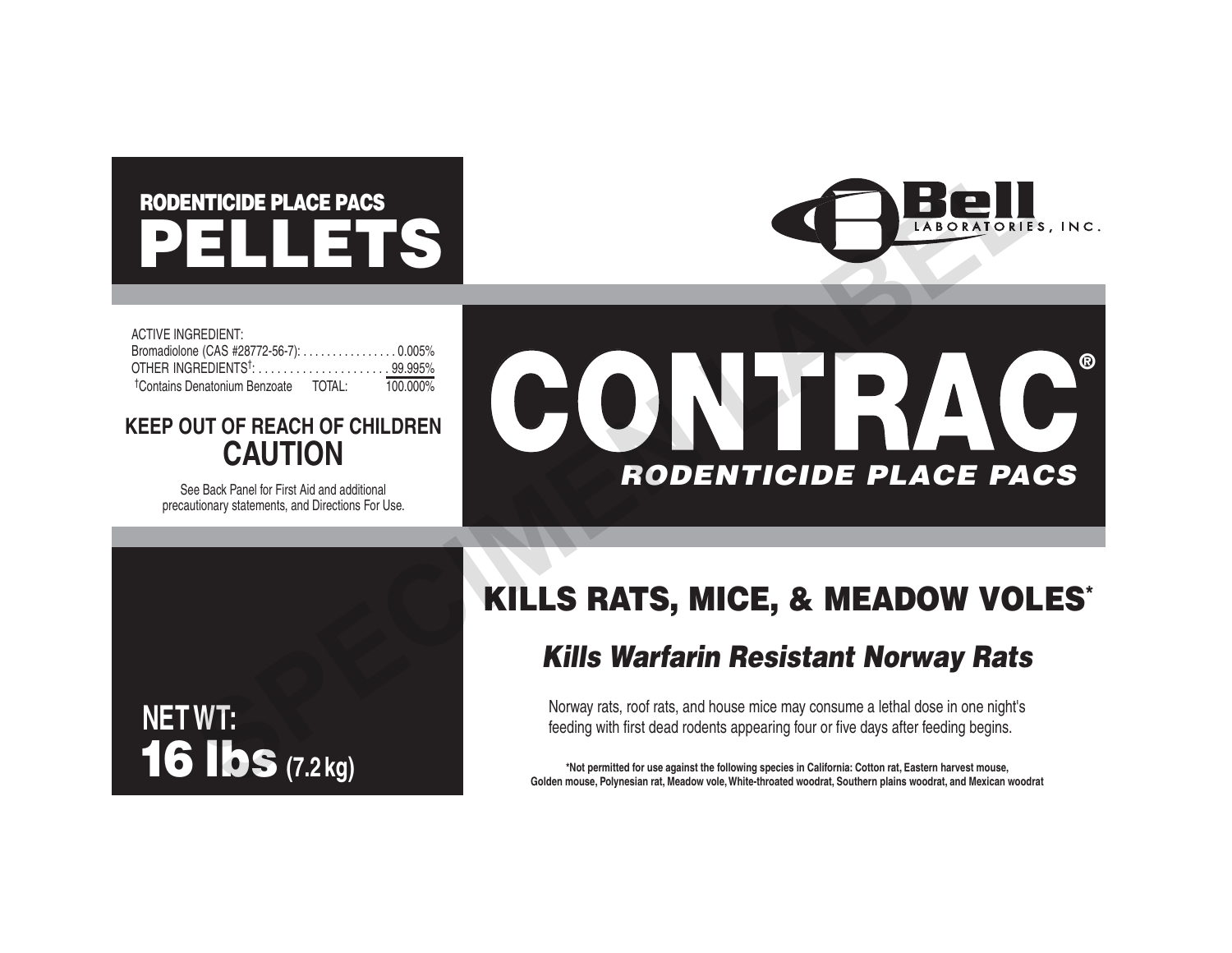## RODENTICIDE PLACE PACS

# PELLETS

Bell LABORATORIES, INC.

ACTIVE INGREDIENT:

| | |
|---|---|
| Bromadiolone (CAS #28772-56-7): | 0.005% |
| OTHER INGREDIENTS†: | 99.995% |
| †Contains Denatonium Benzoate TOTAL: | 100.000% |

# CONTRAC®

***RODENTICIDE PLACE PACS***

**KEEP OUT OF REACH OF CHILDREN**

## CAUTION

See Back Panel for First Aid and additional precautionary statements, and Directions For Use.

## KILLS RATS, MICE, & MEADOW VOLES*

### *Kills Warfarin Resistant Norway Rats*

Norway rats, roof rats, and house mice may consume a lethal dose in one night's feeding with first dead rodents appearing four or five days after feeding begins.

**NET WT:**
**16 lbs (7.2 kg)**

**\*Not permitted for use against the following species in California: Cotton rat, Eastern harvest mouse, Golden mouse, Polynesian rat, Meadow vole, White-throated woodrat, Southern plains woodrat, and Mexican woodrat**

SPECIMEN LABEL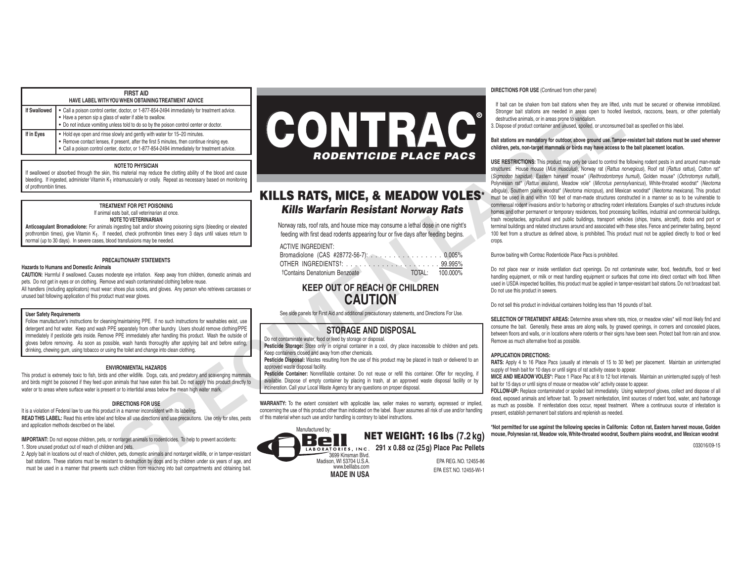## FIRST AID

**HAVE LABEL WITH YOU WHEN OBTAINING TREATMENT ADVICE**

| | |
|---|---|
| **If Swallowed** | • Call a poison control center, doctor, or 1-877-854-2494 immediately for treatment advice. • Have a person sip a glass of water if able to swallow. • Do not induce vomiting unless told to do so by the poison control center or doctor. |
| **If in Eyes** | • Hold eye open and rinse slowly and gently with water for 15–20 minutes. • Remove contact lenses, if present, after the first 5 minutes, then continue rinsing eye. • Call a poison control center, doctor, or 1-877-854-2494 immediately for treatment advice. |

### NOTE TO PHYSICIAN

If swallowed or absorbed through the skin, this material may reduce the clotting ability of the blood and cause bleeding. If ingested, administer Vitamin $K_1$ intramuscularly or orally. Repeat as necessary based on monitoring of prothrombin times.

### TREATMENT FOR PET POISONING

If animal eats bait, call veterinarian at once.

**NOTE TO VETERINARIAN**

**Anticoagulant Bromadiolone:** For animals ingesting bait and/or showing poisoning signs (bleeding or elevated prothrombin times), give Vitamin $K_1$. If needed, check prothrombin times every 3 days until values return to normal (up to 30 days). In severe cases, blood transfusions may be needed.

### PRECAUTIONARY STATEMENTS

**Hazards to Humans and Domestic Animals**

**CAUTION:** Harmful if swallowed. Causes moderate eye irritation. Keep away from children, domestic animals and pets. Do not get in eyes or on clothing. Remove and wash contaminated clothing before reuse.

All handlers (including applicators) must wear: shoes plus socks, and gloves. Any person who retrieves carcasses or unused bait following application of this product must wear gloves.

**User Safety Requirements**

Follow manufacturer's instructions for cleaning/maintaining PPE. If no such instructions for washables exist, use detergent and hot water. Keep and wash PPE separately from other laundry. Users should remove clothing/PPE immediately if pesticide gets inside. Remove PPE immediately after handling this product. Wash the outside of gloves before removing. As soon as possible, wash hands thoroughly after applying bait and before eating, drinking, chewing gum, using tobacco or using the toilet and change into clean clothing.

### ENVIRONMENTAL HAZARDS

This product is extremely toxic to fish, birds and other wildlife. Dogs, cats, and predatory and scavenging mammals and birds might be poisoned if they feed upon animals that have eaten this bait. Do not apply this product directly to water or to areas where surface water is present or to intertidal areas below the mean high water mark.

### DIRECTIONS FOR USE

It is a violation of Federal law to use this product in a manner inconsistent with its labeling.

**READ THIS LABEL:** Read this entire label and follow all use directions and use precautions. Use only for sites, pests and application methods described on the label.

**IMPORTANT:** Do not expose children, pets, or nontarget animals to rodenticides. To help to prevent accidents:

1. Store unused product out of reach of children and pets.
2. Apply bait in locations out of reach of children, pets, domestic animals and nontarget wildlife, or in tamper-resistant bait stations. These stations must be resistant to destruction by dogs and by children under six years of age, and must be used in a manner that prevents such children from reaching into bait compartments and obtaining bait.

# CONTRAC®

## *RODENTICIDE PLACE PACS*

## KILLS RATS, MICE, & MEADOW VOLES*

### *Kills Warfarin Resistant Norway Rats*

Norway rats, roof rats, and house mice may consume a lethal dose in one night's feeding with first dead rodents appearing four or five days after feeding begins.

ACTIVE INGREDIENT:

| | |
|---|---|
| Bromadiolone (CAS #28772-56-7): | 0.005% |
| OTHER INGREDIENTS†: | 99.995% |
| †Contains Denatonium Benzoate TOTAL: | 100.000% |

## KEEP OUT OF REACH OF CHILDREN

## CAUTION

See side panels for First Aid and additional precautionary statements, and Directions For Use.

### STORAGE AND DISPOSAL

Do not contaminate water, food or feed by storage or disposal.

**Pesticide Storage:** Store only in original container in a cool, dry place inaccessible to children and pets. Keep containers closed and away from other chemicals.

**Pesticide Disposal:** Wastes resulting from the use of this product may be placed in trash or delivered to an approved waste disposal facility.

**Pesticide Container:** Nonrefillable container. Do not reuse or refill this container. Offer for recycling, if available. Dispose of empty container by placing in trash, at an approved waste disposal facility or by incineration. Call your Local Waste Agency for any questions on proper disposal.

**WARRANTY:** To the extent consistent with applicable law, seller makes no warranty, expressed or implied, concerning the use of this product other than indicated on the label. Buyer assumes all risk of use and/or handling of this material when such use and/or handling is contrary to label instructions.

Manufactured by:

Bell LABORATORIES, INC.
3699 Kinsman Blvd.
Madison, WI 53704 U.S.A.
www.belllabs.com
**MADE IN USA**

**NET WEIGHT: 16 lbs (7.2 kg)**

**291 x 0.88 oz (25 g) Place Pac Pellets**

EPA REG. NO. 12455-86
EPA EST. NO. 12455-WI-1

**DIRECTIONS FOR USE** (Continued from other panel)

If bait can be shaken from bait stations when they are lifted, units must be secured or otherwise immobilized. Stronger bait stations are needed in areas open to hoofed livestock, raccoons, bears, or other potentially destructive animals, or in areas prone to vandalism.

3. Dispose of product container and unused, spoiled, or unconsumed bait as specified on this label.

**Bait stations are mandatory for outdoor, above ground use. Tamper-resistant bait stations must be used wherever children, pets, non-target mammals or birds may have access to the bait placement location.**

**USE RESTRICTIONS:** This product may only be used to control the following rodent pests in and around man-made structures: House mouse (*Mus musculus*), Norway rat (*Rattus norvegicus*), Roof rat (*Rattus rattus*), Cotton rat* (*Sigmodon hispidus*), Eastern harvest mouse* (*Reithrodontomys humuli*), Golden mouse* (*Ochrotomys nuttalli*), Polynesian rat* (*Rattus exulans*), Meadow vole* (*Microtus pennsylvanicus*), White-throated woodrat* (*Neotoma albigula*), Southern plains woodrat* (*Neotoma micropus*), and Mexican woodrat* (*Neotoma mexicana*). This product must be used in and within 100 feet of man-made structures constructed in a manner so as to be vulnerable to commensal rodent invasions and/or to harboring or attracting rodent infestations. Examples of such structures include homes and other permanent or temporary residences, food processing facilities, industrial and commercial buildings, trash receptacles, agricultural and public buildings, transport vehicles (ships, trains, aircraft), docks and port or terminal buildings and related structures around and associated with these sites. Fence and perimeter baiting, beyond 100 feet from a structure as defined above, is prohibited. This product must not be applied directly to food or feed crops.

Burrow baiting with Contrac Rodenticide Place Pacs is prohibited.

Do not place near or inside ventilation duct openings. Do not contaminate water, food, feedstuffs, food or feed handling equipment, or milk or meat handling equipment or surfaces that come into direct contact with food. When used in USDA inspected facilities, this product must be applied in tamper-resistant bait stations. Do not broadcast bait. Do not use this product in sewers.

Do not sell this product in individual containers holding less than 16 pounds of bait.

**SELECTION OF TREATMENT AREAS:** Determine areas where rats, mice, or meadow voles* will most likely find and consume the bait. Generally, these areas are along walls, by gnawed openings, in corners and concealed places, between floors and walls, or in locations where rodents or their signs have been seen. Protect bait from rain and snow. Remove as much alternative food as possible.

**APPLICATION DIRECTIONS:**

**RATS:** Apply 4 to 16 Place Pacs (usually at intervals of 15 to 30 feet) per placement. Maintain an uninterrupted supply of fresh bait for 10 days or until signs of rat activity cease to appear.

**MICE AND MEADOW VOLES*:** Place 1 Place Pac at 8 to 12 foot intervals. Maintain an uninterrupted supply of fresh bait for 15 days or until signs of mouse or meadow vole* activity cease to appear.

**FOLLOW-UP:** Replace contaminated or spoiled bait immediately. Using waterproof gloves, collect and dispose of all dead, exposed animals and leftover bait. To prevent reinfestation, limit sources of rodent food, water, and harborage as much as possible. If reinfestation does occur, repeat treatment. Where a continuous source of infestation is present, establish permanent bait stations and replenish as needed.

**\*Not permitted for use against the following species in California: Cotton rat, Eastern harvest mouse, Golden mouse, Polynesian rat, Meadow vole, White-throated woodrat, Southern plains woodrat, and Mexican woodrat**

033016/09-15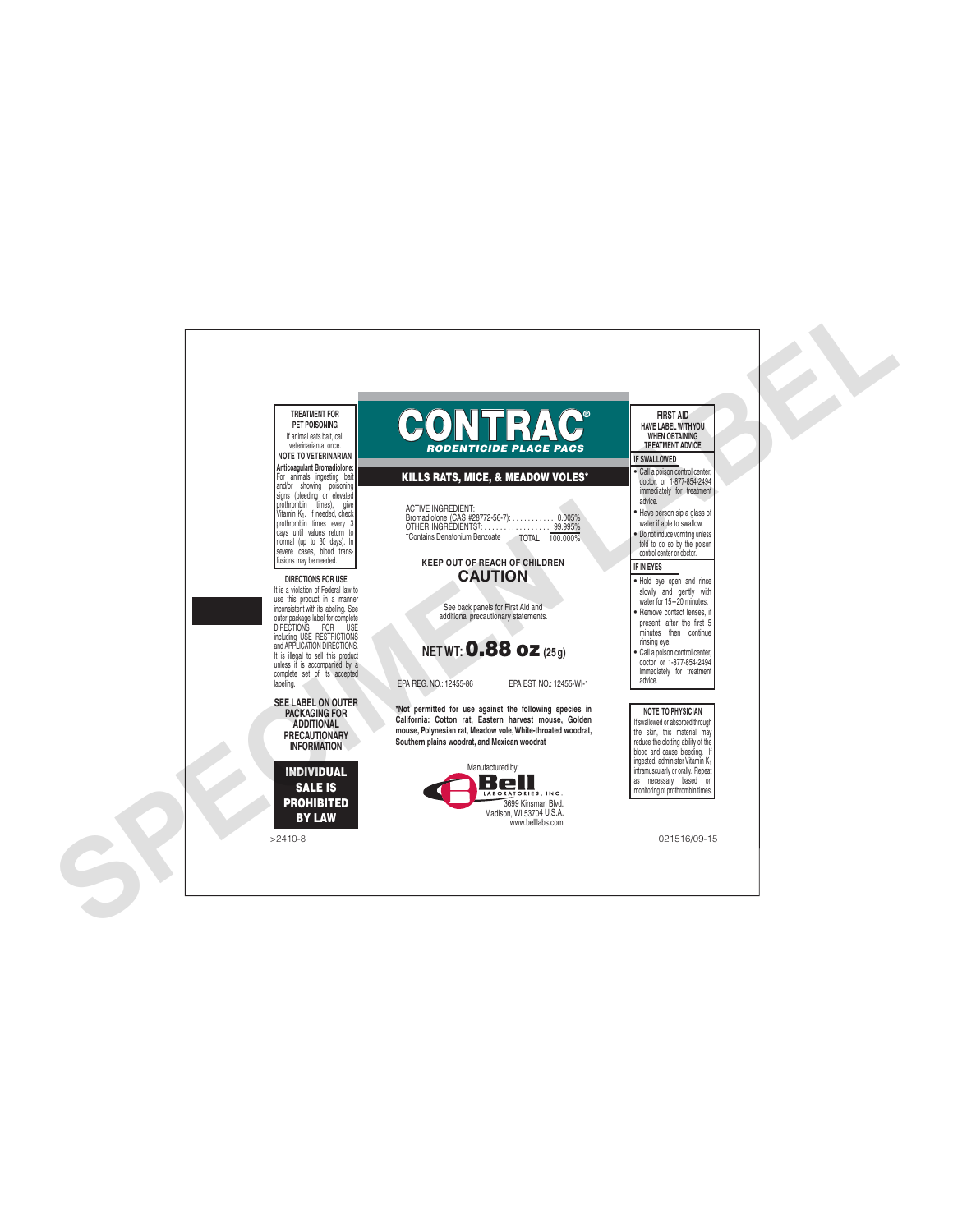TREATMENT FOR PET POISONING

If animal eats bait, call veterinarian at once.

NOTE TO VETERINARIAN

**Anticoagulant Bromadiolone:** For animals ingesting bait and/or showing poisoning signs (bleeding or elevated prothrombin times), give Vitamin $K_1$. If needed, check prothrombin times every 3 days until values return to normal (up to 30 days). In severe cases, blood transfusions may be needed.

DIRECTIONS FOR USE

It is a violation of Federal law to use this product in a manner inconsistent with its labeling. See outer package label for complete DIRECTIONS FOR USE including USE RESTRICTIONS and APPLICATION DIRECTIONS. It is illegal to sell this product unless it is accompanied by a complete set of its accepted labeling.

**SEE LABEL ON OUTER PACKAGING FOR ADDITIONAL PRECAUTIONARY INFORMATION**

**INDIVIDUAL SALE IS PROHIBITED BY LAW**

>2410-8

# CONTRAC®

*RODENTICIDE PLACE PACS*

## KILLS RATS, MICE, & MEADOW VOLES*

ACTIVE INGREDIENT:
Bromadiolone (CAS #28772-56-7): ........... 0.005%
OTHER INGREDIENTS†: ................. 99.995%
†Contains Denatonium Benzoate TOTAL 100.000%

**KEEP OUT OF REACH OF CHILDREN**

**CAUTION**

See back panels for First Aid and additional precautionary statements.

**NET WT: 0.88 oz (25 g)**

EPA REG. NO.: 12455-86 EPA EST. NO.: 12455-WI-1

**\*Not permitted for use against the following species in California: Cotton rat, Eastern harvest mouse, Golden mouse, Polynesian rat, Meadow vole, White-throated woodrat, Southern plains woodrat, and Mexican woodrat**

Manufactured by:
Bell Laboratories, Inc.
3699 Kinsman Blvd.
Madison, WI 53704 U.S.A.
www.belllabs.com

FIRST AID
HAVE LABEL WITH YOU WHEN OBTAINING TREATMENT ADVICE

IF SWALLOWED

- Call a poison control center, doctor, or 1-877-854-2494 immediately for treatment advice.
- Have person sip a glass of water if able to swallow.
- Do not induce vomiting unless told to do so by the poison control center or doctor.

IF IN EYES

- Hold eye open and rinse slowly and gently with water for 15–20 minutes.
- Remove contact lenses, if present, after the first 5 minutes then continue rinsing eye.
- Call a poison control center, doctor, or 1-877-854-2494 immediately for treatment advice.

NOTE TO PHYSICIAN

If swallowed or absorbed through the skin, this material may reduce the clotting ability of the blood and cause bleeding. If ingested, administer Vitamin $K_1$ intramuscularly or orally. Repeat as necessary based on monitoring of prothrombin times.

021516/09-15